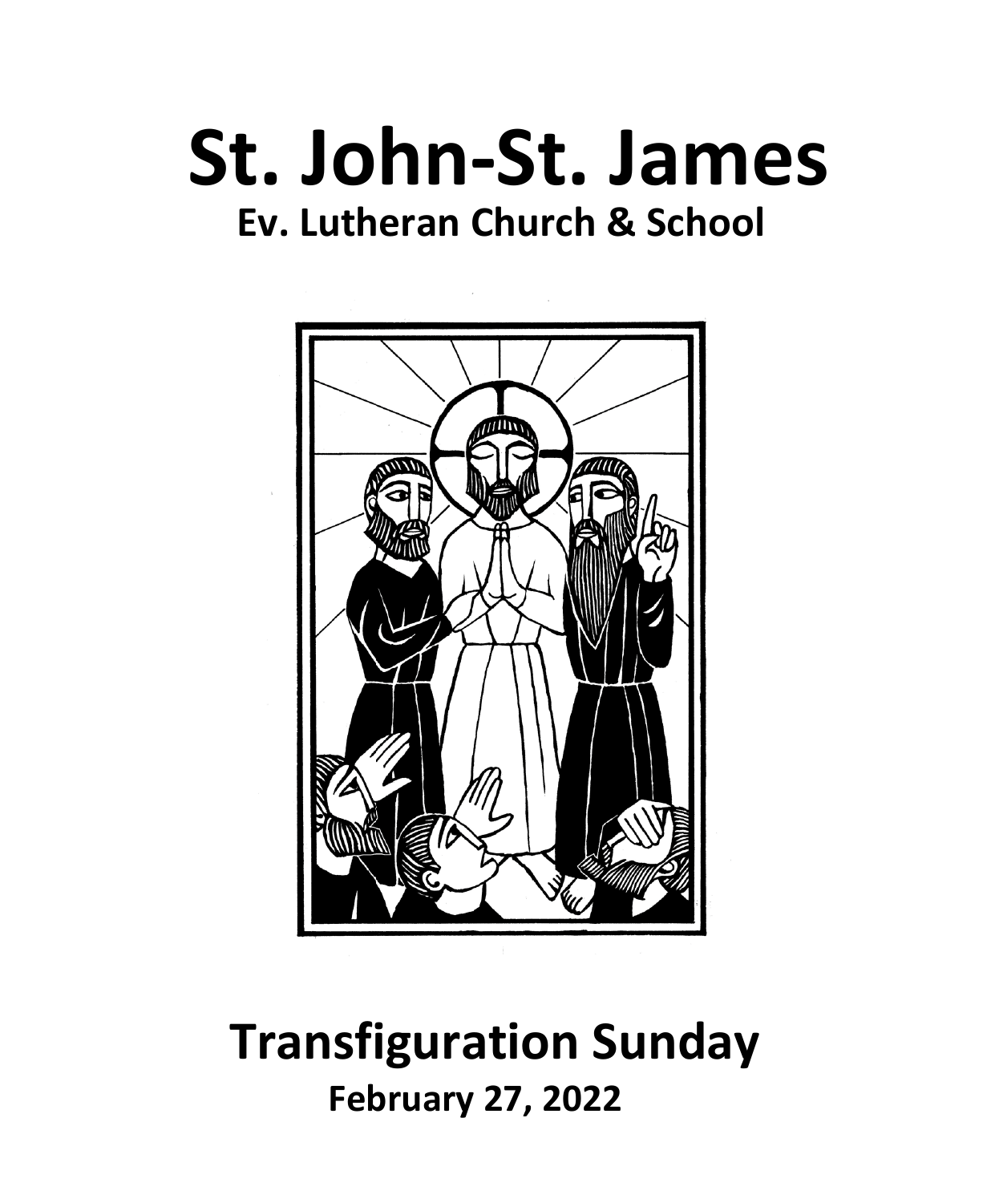# St. John-St. James

## Ev. Lutheran Church & School

# Transfiguration Sunday

## February 27, 2022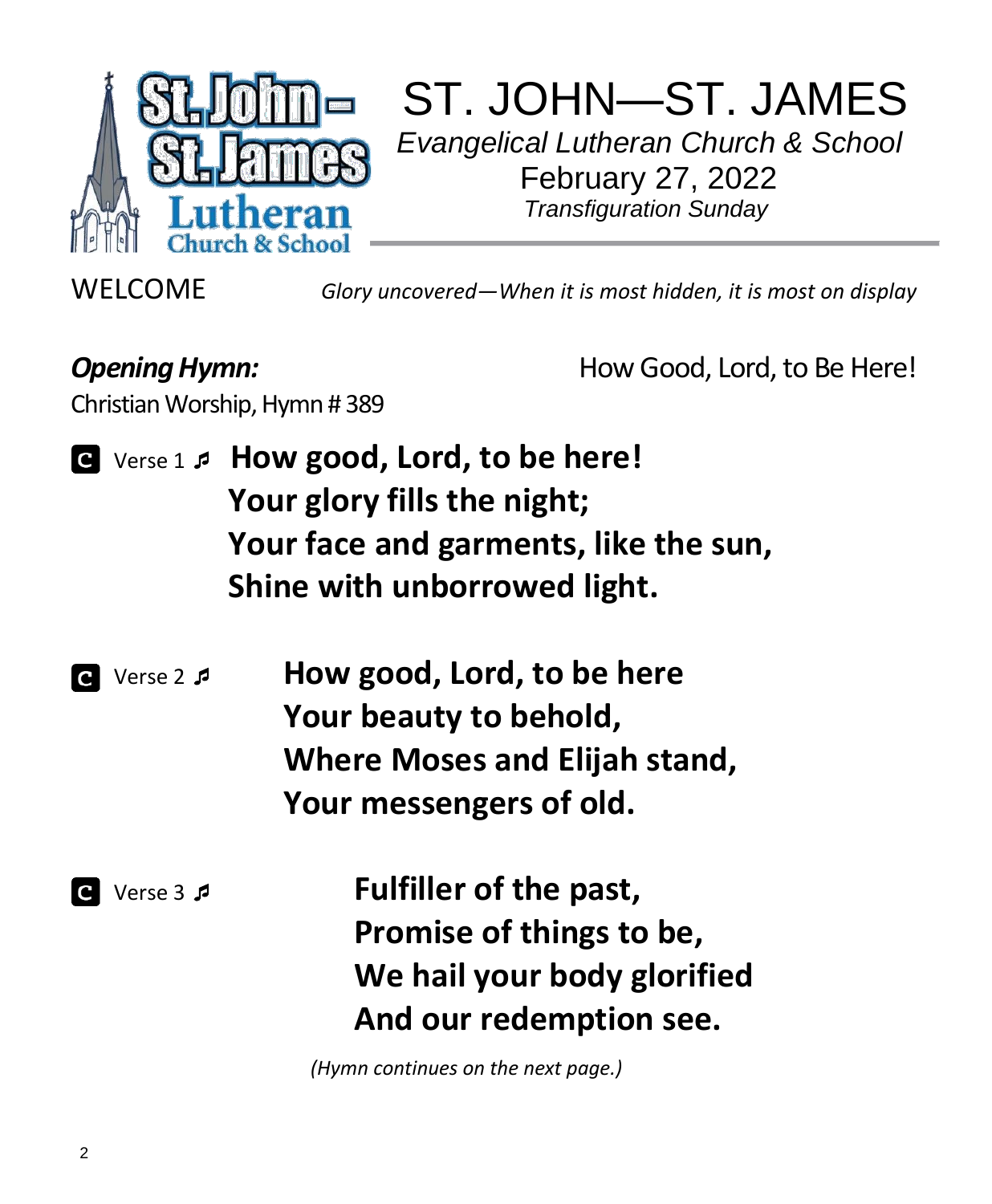# ST. JOHN—ST. JAMES

*Evangelical Lutheran Church & School*

February 27, 2022

*Transfiguration Sunday*

WELCOME *Glory uncovered—When it is most hidden, it is most on display*

***Opening Hymn:*** How Good, Lord, to Be Here!

Christian Worship, Hymn # 389

C Verse 1 ♬ **How good, Lord, to be here!**
**Your glory fills the night;**
**Your face and garments, like the sun,**
**Shine with unborrowed light.**

C Verse 2 ♬ **How good, Lord, to be here**
**Your beauty to behold,**
**Where Moses and Elijah stand,**
**Your messengers of old.**

C Verse 3 ♬ **Fulfiller of the past,**
**Promise of things to be,**
**We hail your body glorified**
**And our redemption see.**

*(Hymn continues on the next page.)*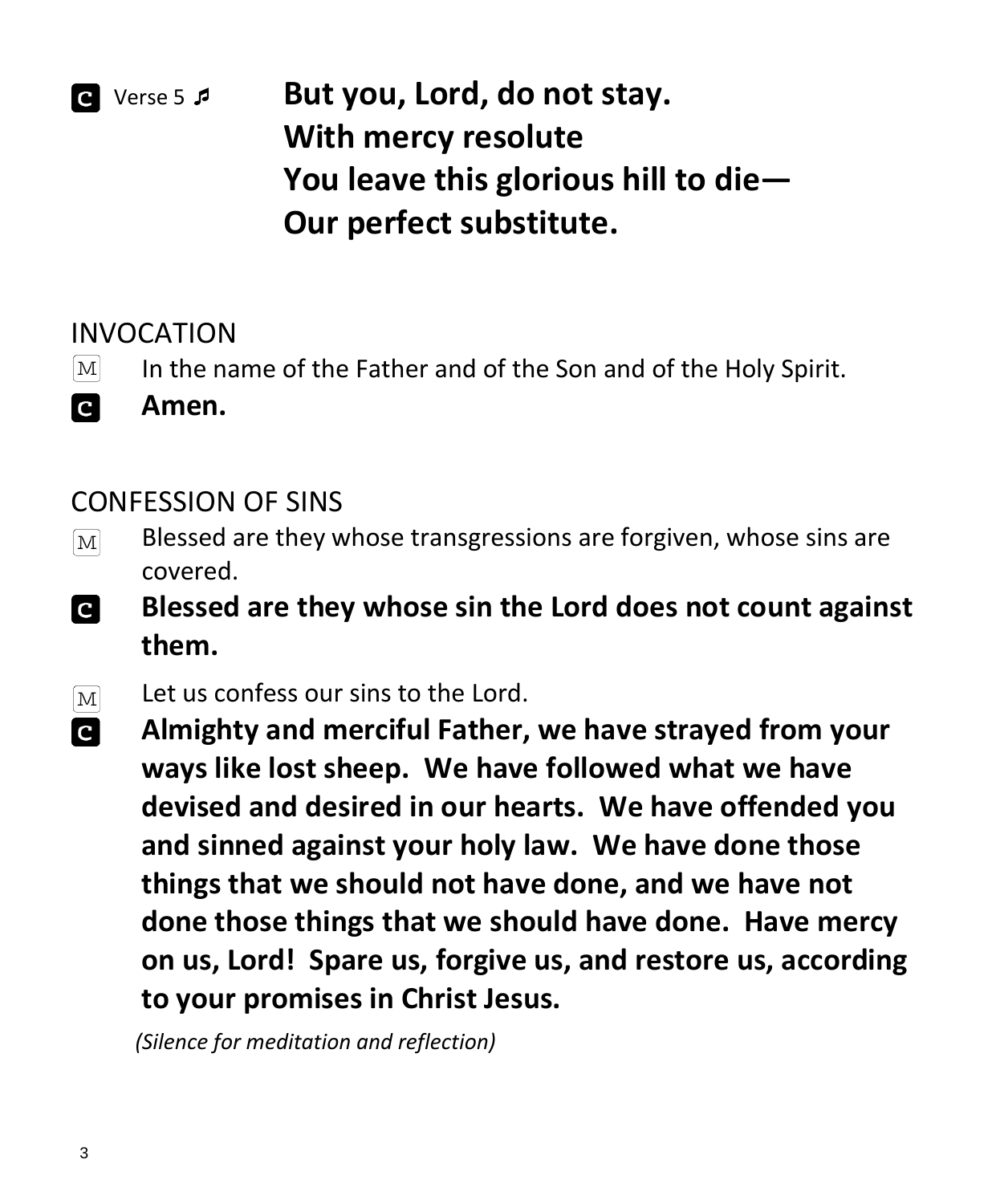**C** Verse 5 ♫ **But you, Lord, do not stay.**
**With mercy resolute**
**You leave this glorious hill to die—**
**Our perfect substitute.**

## INVOCATION

M In the name of the Father and of the Son and of the Holy Spirit.

**C** **Amen.**

## CONFESSION OF SINS

M Blessed are they whose transgressions are forgiven, whose sins are covered.

**C** **Blessed are they whose sin the Lord does not count against them.**

M Let us confess our sins to the Lord.

**C** **Almighty and merciful Father, we have strayed from your ways like lost sheep. We have followed what we have devised and desired in our hearts. We have offended you and sinned against your holy law. We have done those things that we should not have done, and we have not done those things that we should have done. Have mercy on us, Lord! Spare us, forgive us, and restore us, according to your promises in Christ Jesus.**

*(Silence for meditation and reflection)*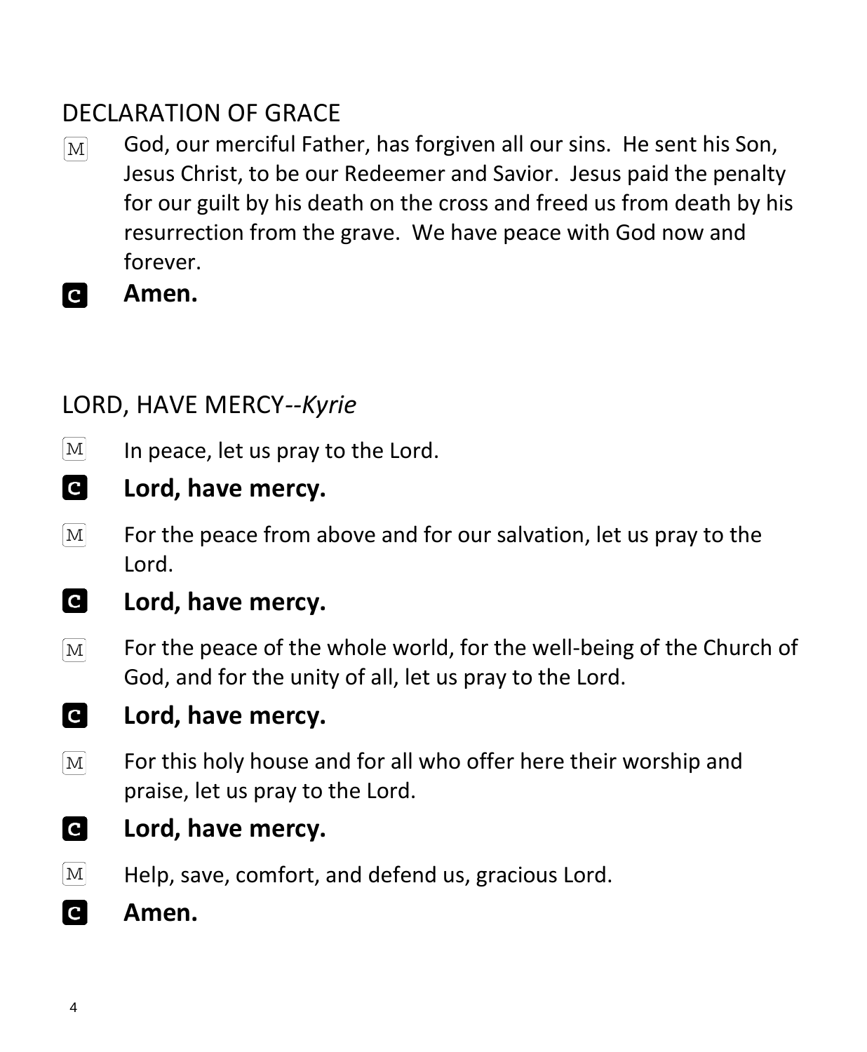## DECLARATION OF GRACE

M God, our merciful Father, has forgiven all our sins. He sent his Son, Jesus Christ, to be our Redeemer and Savior. Jesus paid the penalty for our guilt by his death on the cross and freed us from death by his resurrection from the grave. We have peace with God now and forever.

C **Amen.**

## LORD, HAVE MERCY--*Kyrie*

M In peace, let us pray to the Lord.

C **Lord, have mercy.**

M For the peace from above and for our salvation, let us pray to the Lord.

C **Lord, have mercy.**

M For the peace of the whole world, for the well-being of the Church of God, and for the unity of all, let us pray to the Lord.

C **Lord, have mercy.**

M For this holy house and for all who offer here their worship and praise, let us pray to the Lord.

C **Lord, have mercy.**

M Help, save, comfort, and defend us, gracious Lord.

C **Amen.**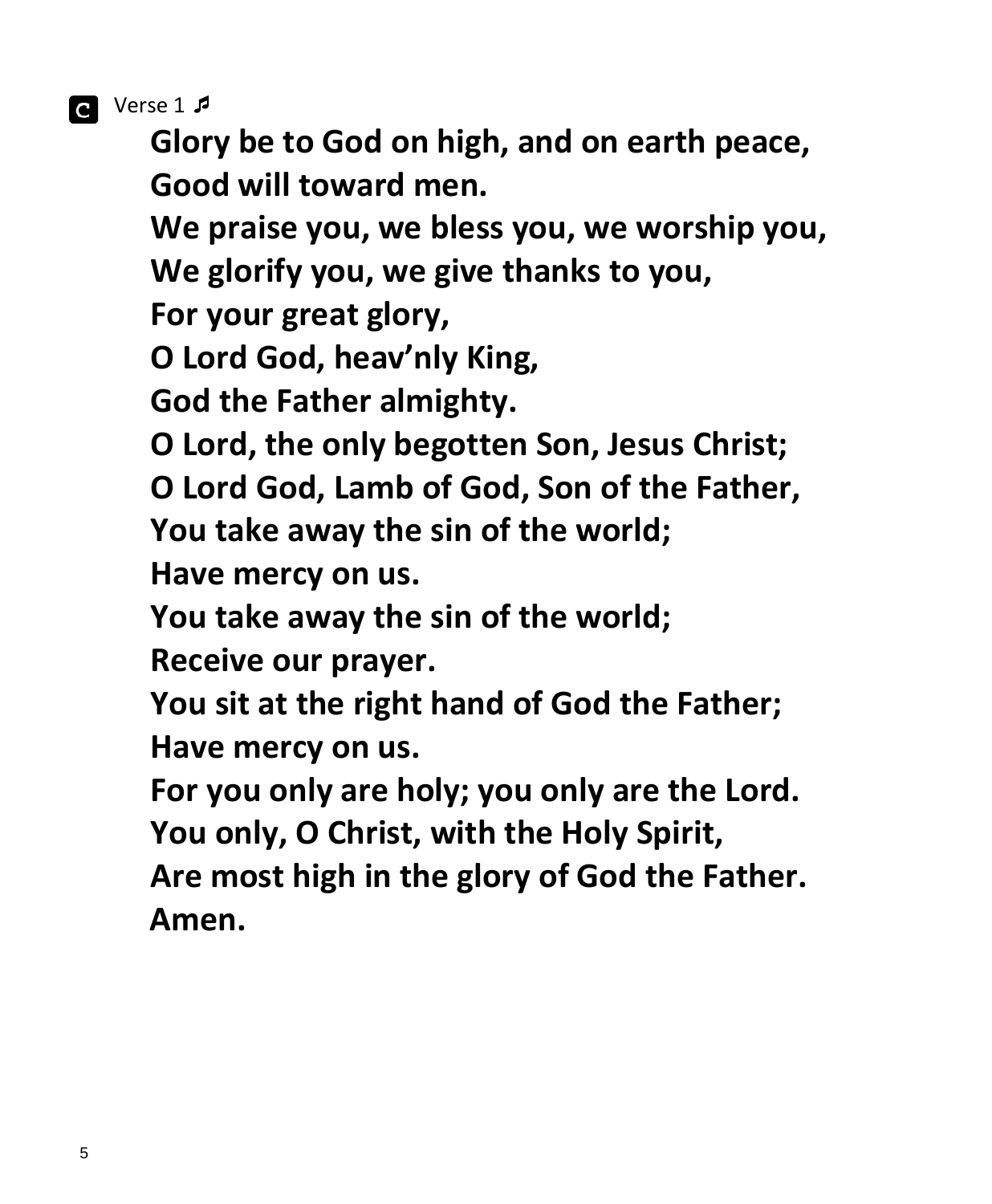**C** Verse 1 ♬

**Glory be to God on high, and on earth peace,**
**Good will toward men.**
**We praise you, we bless you, we worship you,**
**We glorify you, we give thanks to you,**
**For your great glory,**
**O Lord God, heav'nly King,**
**God the Father almighty.**
**O Lord, the only begotten Son, Jesus Christ;**
**O Lord God, Lamb of God, Son of the Father,**
**You take away the sin of the world;**
**Have mercy on us.**
**You take away the sin of the world;**
**Receive our prayer.**
**You sit at the right hand of God the Father;**
**Have mercy on us.**
**For you only are holy; you only are the Lord.**
**You only, O Christ, with the Holy Spirit,**
**Are most high in the glory of God the Father.**
**Amen.**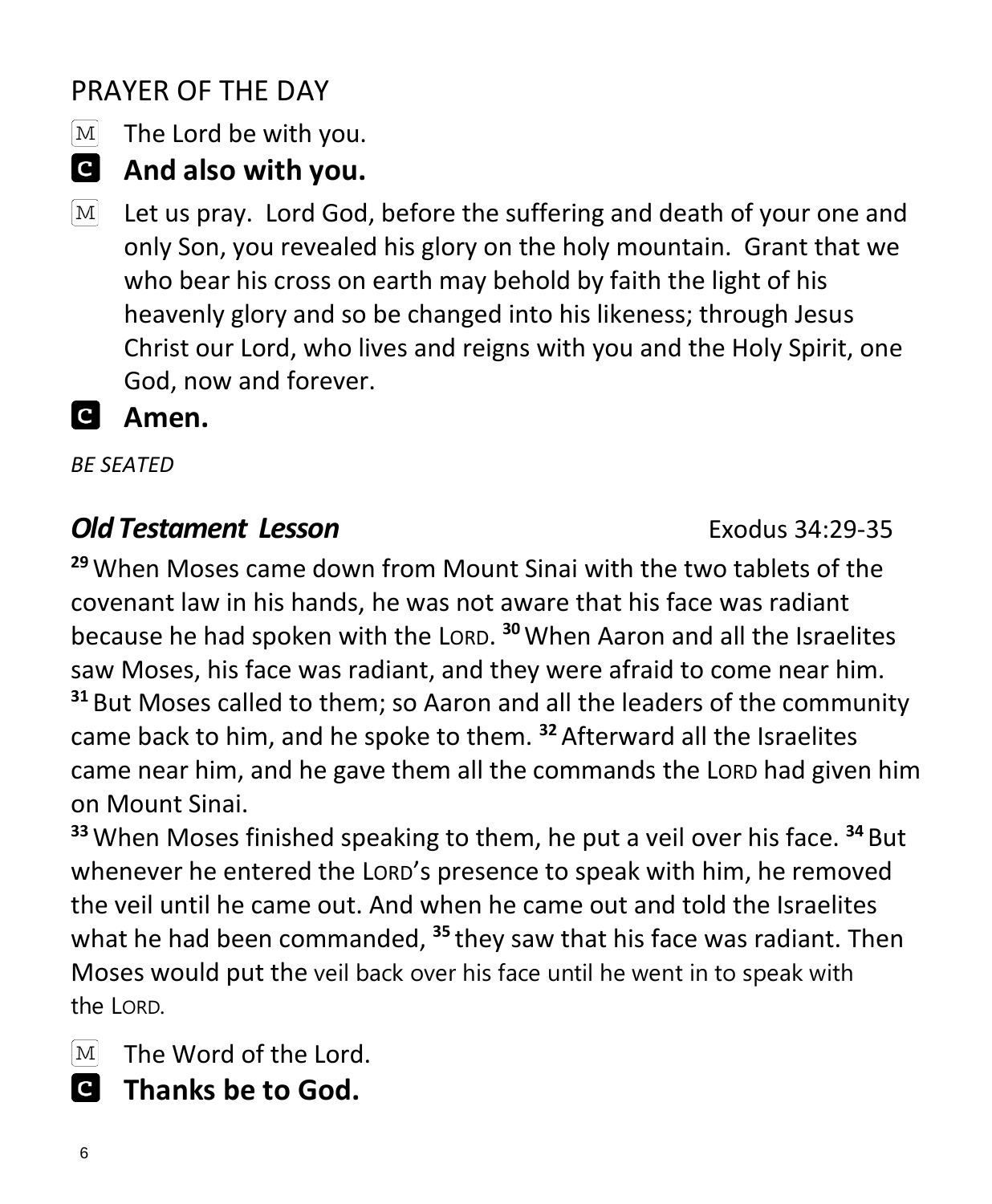## PRAYER OF THE DAY

M The Lord be with you.

**C And also with you.**

M Let us pray. Lord God, before the suffering and death of your one and only Son, you revealed his glory on the holy mountain. Grant that we who bear his cross on earth may behold by faith the light of his heavenly glory and so be changed into his likeness; through Jesus Christ our Lord, who lives and reigns with you and the Holy Spirit, one God, now and forever.

**C Amen.**

*BE SEATED*

### ***Old Testament Lesson*** Exodus 34:29-35

**29** When Moses came down from Mount Sinai with the two tablets of the covenant law in his hands, he was not aware that his face was radiant because he had spoken with the LORD. **30** When Aaron and all the Israelites saw Moses, his face was radiant, and they were afraid to come near him. **31** But Moses called to them; so Aaron and all the leaders of the community came back to him, and he spoke to them. **32** Afterward all the Israelites came near him, and he gave them all the commands the LORD had given him on Mount Sinai.

**33** When Moses finished speaking to them, he put a veil over his face. **34** But whenever he entered the LORD's presence to speak with him, he removed the veil until he came out. And when he came out and told the Israelites what he had been commanded, **35** they saw that his face was radiant. Then Moses would put the veil back over his face until he went in to speak with the LORD.

M The Word of the Lord.

**C Thanks be to God.**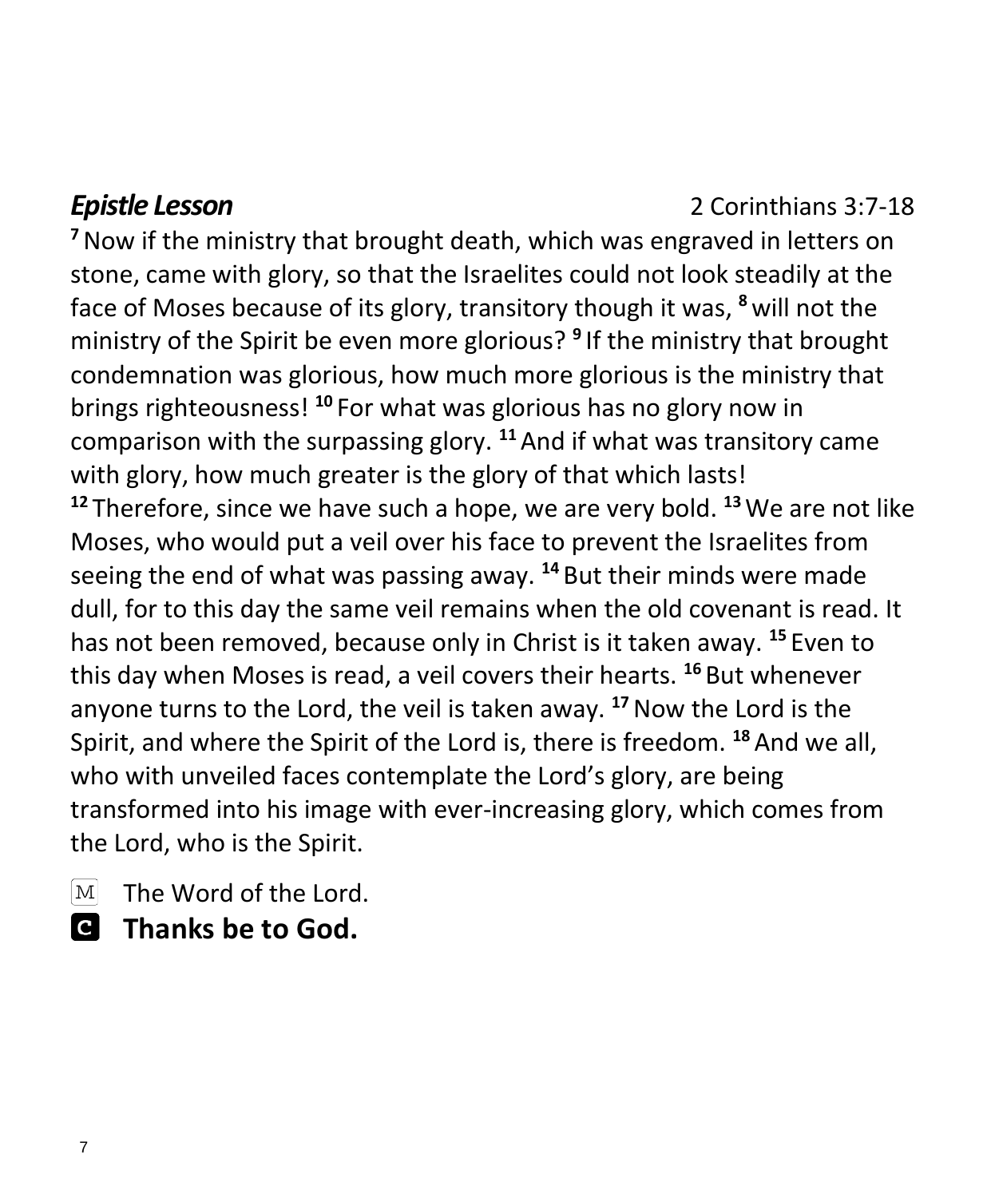***Epistle Lesson*** 2 Corinthians 3:7-18

**7** Now if the ministry that brought death, which was engraved in letters on stone, came with glory, so that the Israelites could not look steadily at the face of Moses because of its glory, transitory though it was, **8** will not the ministry of the Spirit be even more glorious? **9** If the ministry that brought condemnation was glorious, how much more glorious is the ministry that brings righteousness! **10** For what was glorious has no glory now in comparison with the surpassing glory. **11** And if what was transitory came with glory, how much greater is the glory of that which lasts!
**12** Therefore, since we have such a hope, we are very bold. **13** We are not like Moses, who would put a veil over his face to prevent the Israelites from seeing the end of what was passing away. **14** But their minds were made dull, for to this day the same veil remains when the old covenant is read. It has not been removed, because only in Christ is it taken away. **15** Even to this day when Moses is read, a veil covers their hearts. **16** But whenever anyone turns to the Lord, the veil is taken away. **17** Now the Lord is the Spirit, and where the Spirit of the Lord is, there is freedom. **18** And we all, who with unveiled faces contemplate the Lord's glory, are being transformed into his image with ever-increasing glory, which comes from the Lord, who is the Spirit.

M The Word of the Lord.

C **Thanks be to God.**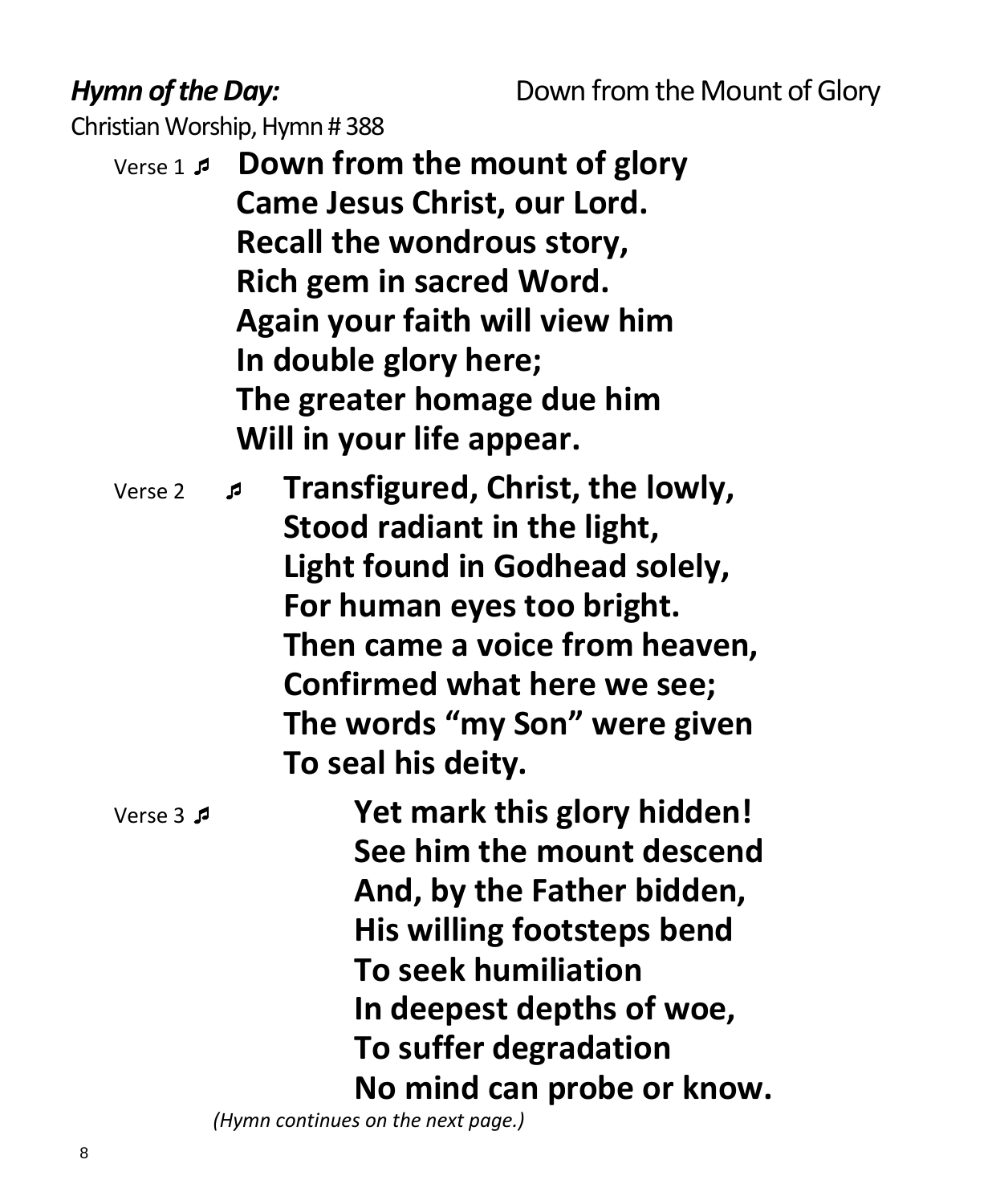***Hymn of the Day:*** Down from the Mount of Glory

Christian Worship, Hymn # 388

Verse 1 ♬ **Down from the mount of glory**
**Came Jesus Christ, our Lord.**
**Recall the wondrous story,**
**Rich gem in sacred Word.**
**Again your faith will view him**
**In double glory here;**
**The greater homage due him**
**Will in your life appear.**

Verse 2 ♬ **Transfigured, Christ, the lowly,**
**Stood radiant in the light,**
**Light found in Godhead solely,**
**For human eyes too bright.**
**Then came a voice from heaven,**
**Confirmed what here we see;**
**The words "my Son" were given**
**To seal his deity.**

Verse 3 ♬ **Yet mark this glory hidden!**
**See him the mount descend**
**And, by the Father bidden,**
**His willing footsteps bend**
**To seek humiliation**
**In deepest depths of woe,**
**To suffer degradation**
**No mind can probe or know.**

*(Hymn continues on the next page.)*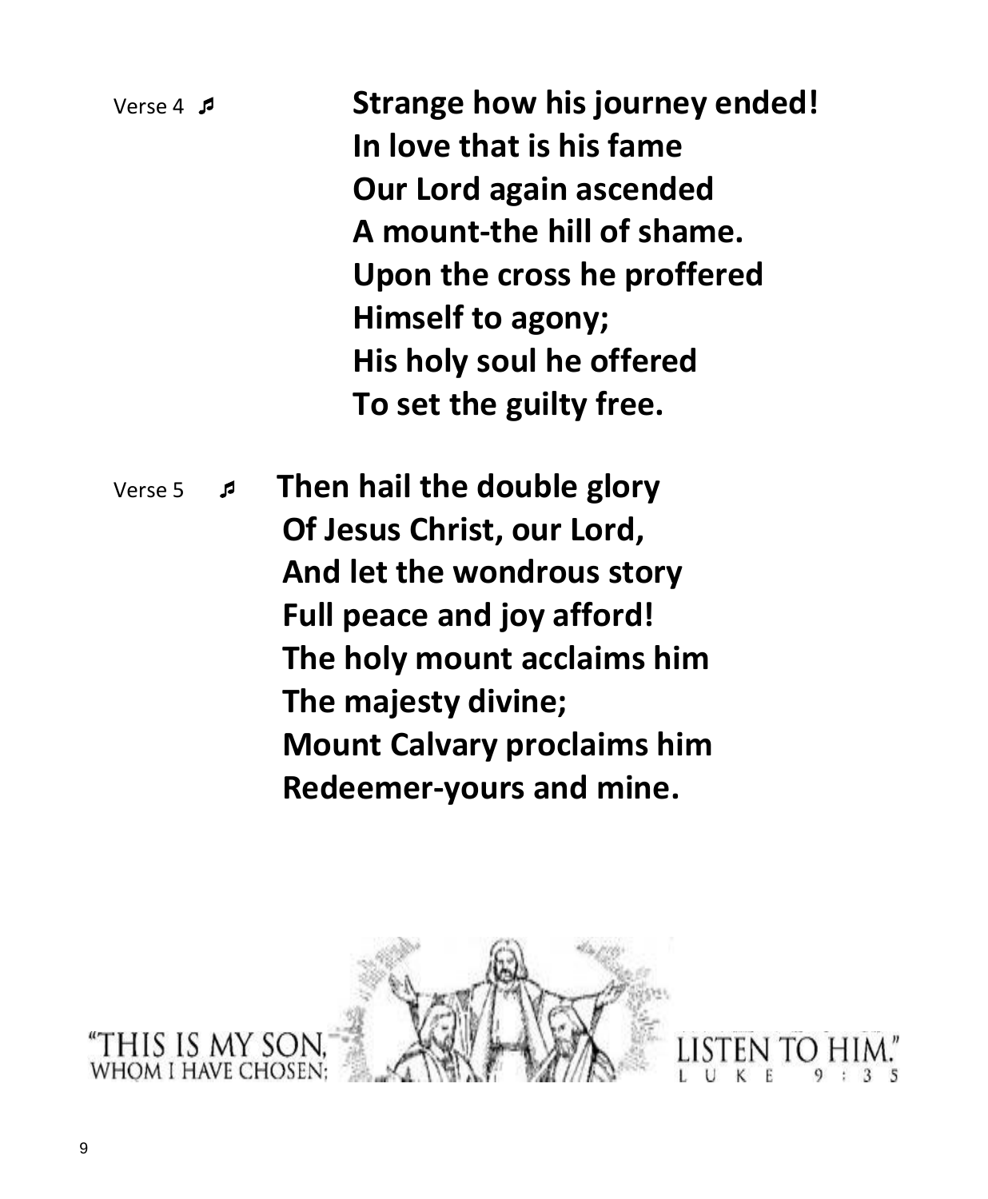Verse 4 ♬ **Strange how his journey ended!**
**In love that is his fame**
**Our Lord again ascended**
**A mount-the hill of shame.**
**Upon the cross he proffered**
**Himself to agony;**
**His holy soul he offered**
**To set the guilty free.**

Verse 5 ♬ **Then hail the double glory**
**Of Jesus Christ, our Lord,**
**And let the wondrous story**
**Full peace and joy afford!**
**The holy mount acclaims him**
**The majesty divine;**
**Mount Calvary proclaims him**
**Redeemer-yours and mine.**

"THIS IS MY SON, WHOM I HAVE CHOSEN; LISTEN TO HIM."
LUKE 9:35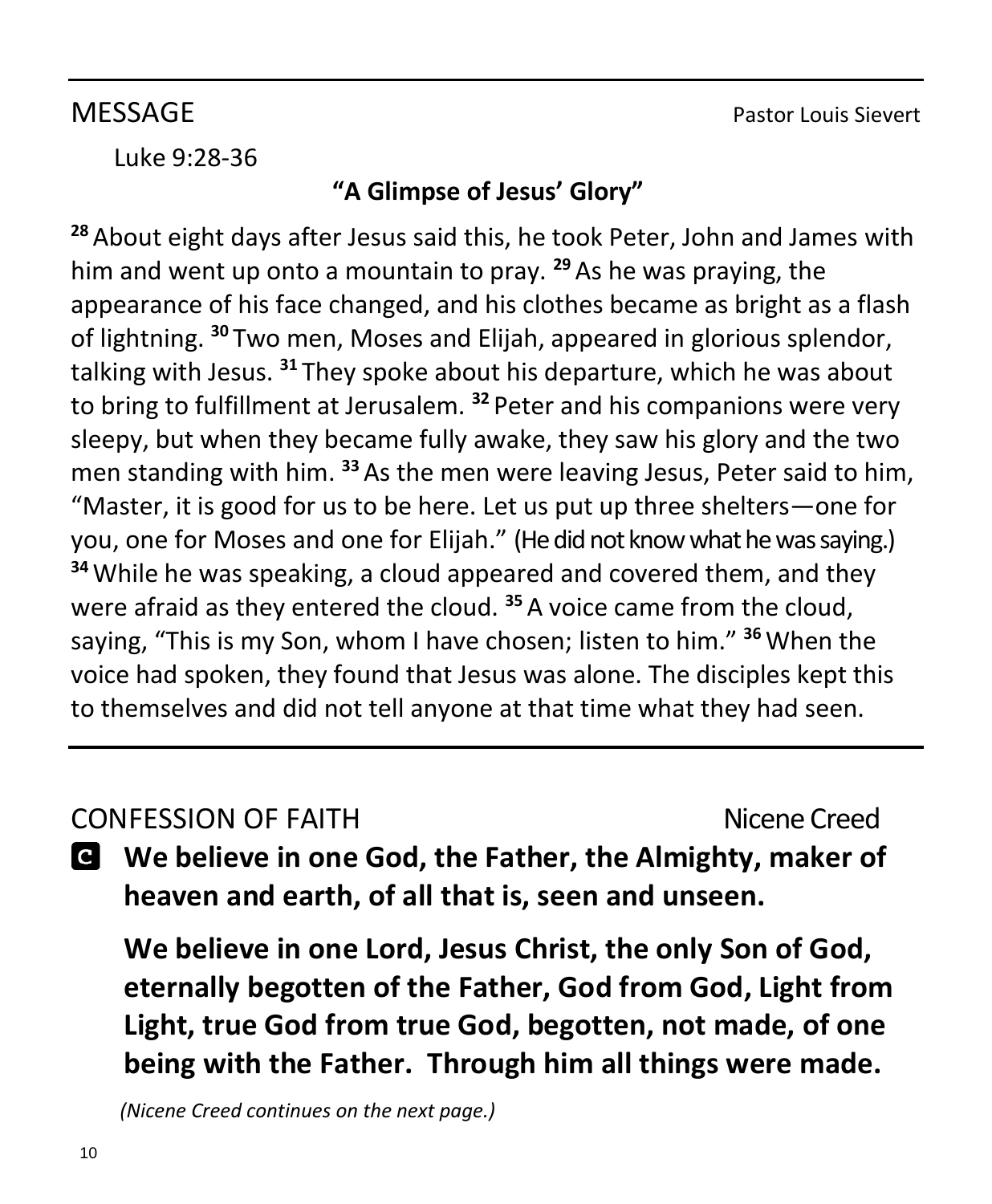## MESSAGE

Pastor Louis Sievert

Luke 9:28-36

**"A Glimpse of Jesus' Glory"**

[28] About eight days after Jesus said this, he took Peter, John and James with him and went up onto a mountain to pray. [29] As he was praying, the appearance of his face changed, and his clothes became as bright as a flash of lightning. [30] Two men, Moses and Elijah, appeared in glorious splendor, talking with Jesus. [31] They spoke about his departure, which he was about to bring to fulfillment at Jerusalem. [32] Peter and his companions were very sleepy, but when they became fully awake, they saw his glory and the two men standing with him. [33] As the men were leaving Jesus, Peter said to him, "Master, it is good for us to be here. Let us put up three shelters—one for you, one for Moses and one for Elijah." (He did not know what he was saying.) [34] While he was speaking, a cloud appeared and covered them, and they were afraid as they entered the cloud. [35] A voice came from the cloud, saying, "This is my Son, whom I have chosen; listen to him." [36] When the voice had spoken, they found that Jesus was alone. The disciples kept this to themselves and did not tell anyone at that time what they had seen.

---

## CONFESSION OF FAITH

Nicene Creed

**C** **We believe in one God, the Father, the Almighty, maker of heaven and earth, of all that is, seen and unseen.**

**We believe in one Lord, Jesus Christ, the only Son of God, eternally begotten of the Father, God from God, Light from Light, true God from true God, begotten, not made, of one being with the Father. Through him all things were made.**

*(Nicene Creed continues on the next page.)*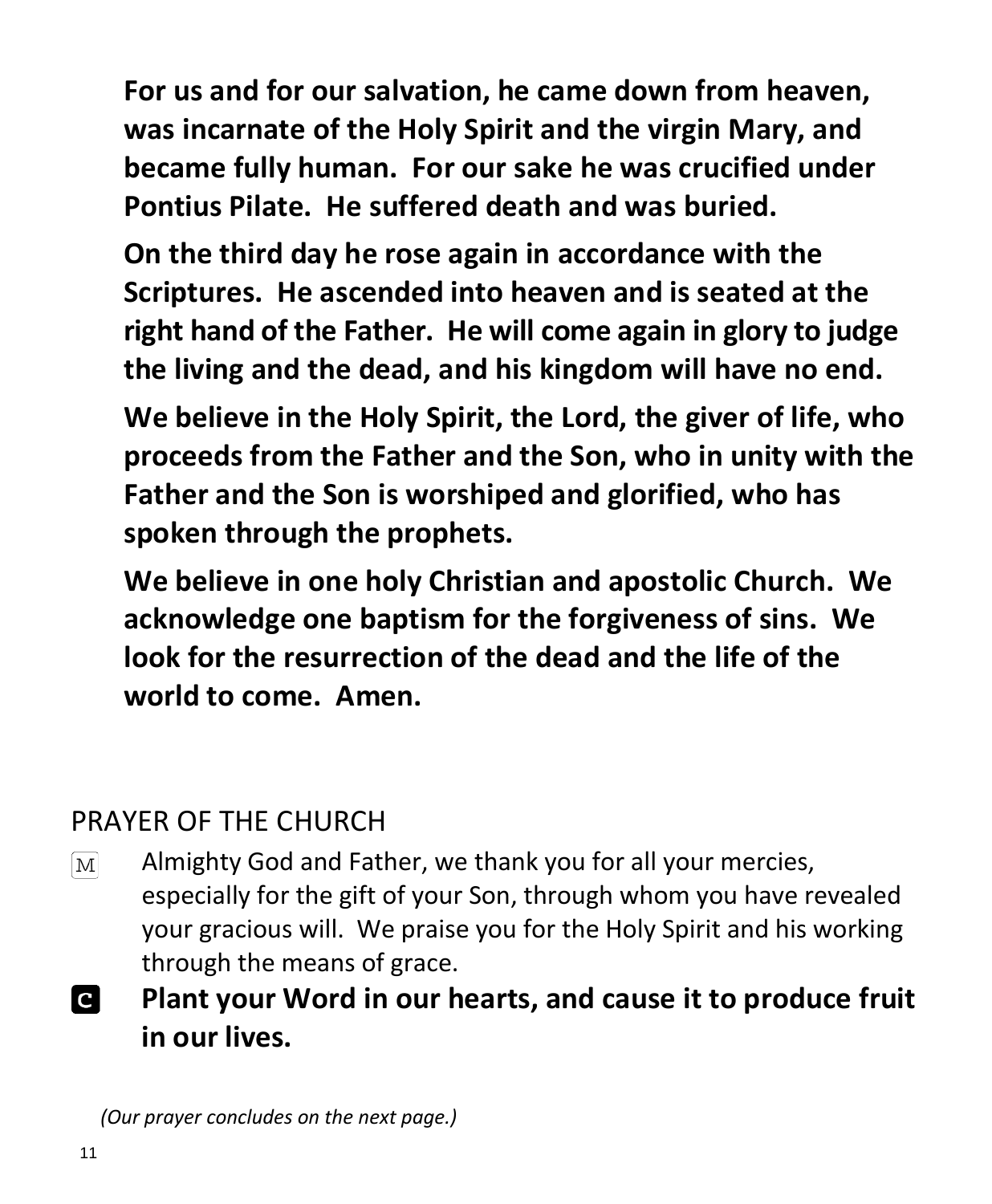**For us and for our salvation, he came down from heaven, was incarnate of the Holy Spirit and the virgin Mary, and became fully human. For our sake he was crucified under Pontius Pilate. He suffered death and was buried.**

**On the third day he rose again in accordance with the Scriptures. He ascended into heaven and is seated at the right hand of the Father. He will come again in glory to judge the living and the dead, and his kingdom will have no end.**

**We believe in the Holy Spirit, the Lord, the giver of life, who proceeds from the Father and the Son, who in unity with the Father and the Son is worshiped and glorified, who has spoken through the prophets.**

**We believe in one holy Christian and apostolic Church. We acknowledge one baptism for the forgiveness of sins. We look for the resurrection of the dead and the life of the world to come. Amen.**

## PRAYER OF THE CHURCH

M Almighty God and Father, we thank you for all your mercies, especially for the gift of your Son, through whom you have revealed your gracious will. We praise you for the Holy Spirit and his working through the means of grace.

C **Plant your Word in our hearts, and cause it to produce fruit in our lives.**

*(Our prayer concludes on the next page.)*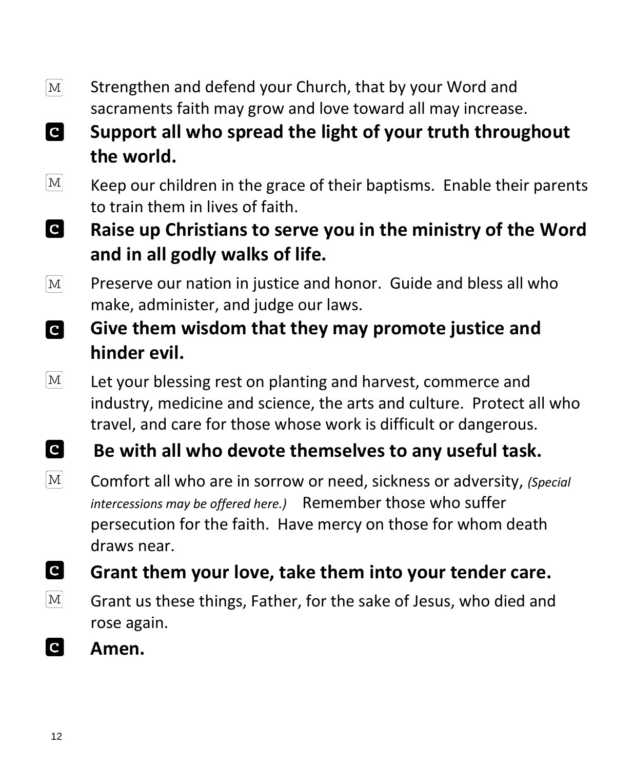M Strengthen and defend your Church, that by your Word and sacraments faith may grow and love toward all may increase.

C **Support all who spread the light of your truth throughout the world.**

M Keep our children in the grace of their baptisms. Enable their parents to train them in lives of faith.

C **Raise up Christians to serve you in the ministry of the Word and in all godly walks of life.**

M Preserve our nation in justice and honor. Guide and bless all who make, administer, and judge our laws.

C **Give them wisdom that they may promote justice and hinder evil.**

M Let your blessing rest on planting and harvest, commerce and industry, medicine and science, the arts and culture. Protect all who travel, and care for those whose work is difficult or dangerous.

C **Be with all who devote themselves to any useful task.**

M Comfort all who are in sorrow or need, sickness or adversity, *(Special intercessions may be offered here.)* Remember those who suffer persecution for the faith. Have mercy on those for whom death draws near.

C **Grant them your love, take them into your tender care.**

M Grant us these things, Father, for the sake of Jesus, who died and rose again.

C **Amen.**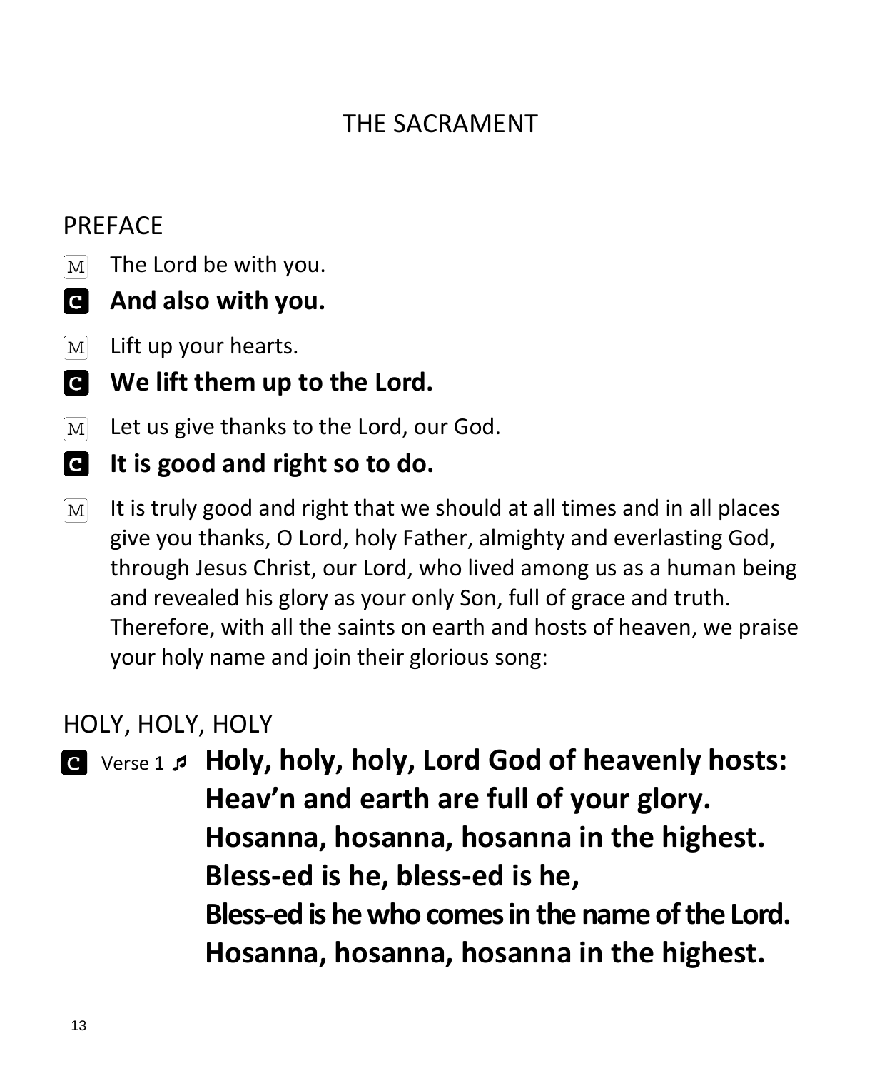# THE SACRAMENT

## PREFACE

M The Lord be with you.

**C And also with you.**

M Lift up your hearts.

**C We lift them up to the Lord.**

M Let us give thanks to the Lord, our God.

**C It is good and right so to do.**

M It is truly good and right that we should at all times and in all places give you thanks, O Lord, holy Father, almighty and everlasting God, through Jesus Christ, our Lord, who lived among us as a human being and revealed his glory as your only Son, full of grace and truth. Therefore, with all the saints on earth and hosts of heaven, we praise your holy name and join their glorious song:

## HOLY, HOLY, HOLY

**C** Verse 1 ♬ **Holy, holy, holy, Lord God of heavenly hosts:**
**Heav'n and earth are full of your glory.**
**Hosanna, hosanna, hosanna in the highest.**
**Bless-ed is he, bless-ed is he,**
**Bless-ed is he who comes in the name of the Lord.**
**Hosanna, hosanna, hosanna in the highest.**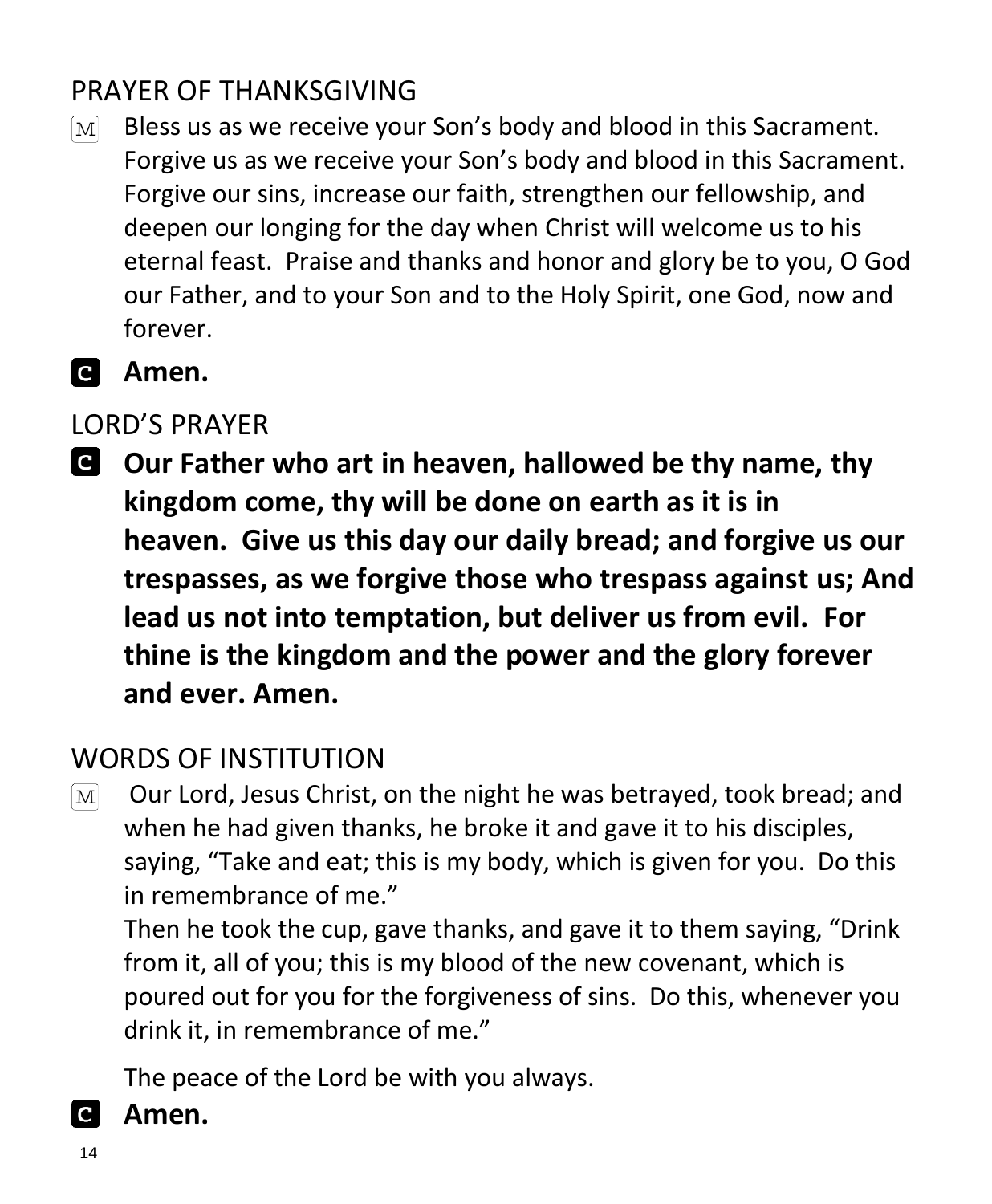## PRAYER OF THANKSGIVING

M Bless us as we receive your Son's body and blood in this Sacrament. Forgive us as we receive your Son's body and blood in this Sacrament. Forgive our sins, increase our faith, strengthen our fellowship, and deepen our longing for the day when Christ will welcome us to his eternal feast. Praise and thanks and honor and glory be to you, O God our Father, and to your Son and to the Holy Spirit, one God, now and forever.

**C Amen.**

## LORD'S PRAYER

**C Our Father who art in heaven, hallowed be thy name, thy kingdom come, thy will be done on earth as it is in heaven. Give us this day our daily bread; and forgive us our trespasses, as we forgive those who trespass against us; And lead us not into temptation, but deliver us from evil. For thine is the kingdom and the power and the glory forever and ever. Amen.**

## WORDS OF INSTITUTION

M Our Lord, Jesus Christ, on the night he was betrayed, took bread; and when he had given thanks, he broke it and gave it to his disciples, saying, "Take and eat; this is my body, which is given for you. Do this in remembrance of me."

Then he took the cup, gave thanks, and gave it to them saying, "Drink from it, all of you; this is my blood of the new covenant, which is poured out for you for the forgiveness of sins. Do this, whenever you drink it, in remembrance of me."

The peace of the Lord be with you always.

**C Amen.**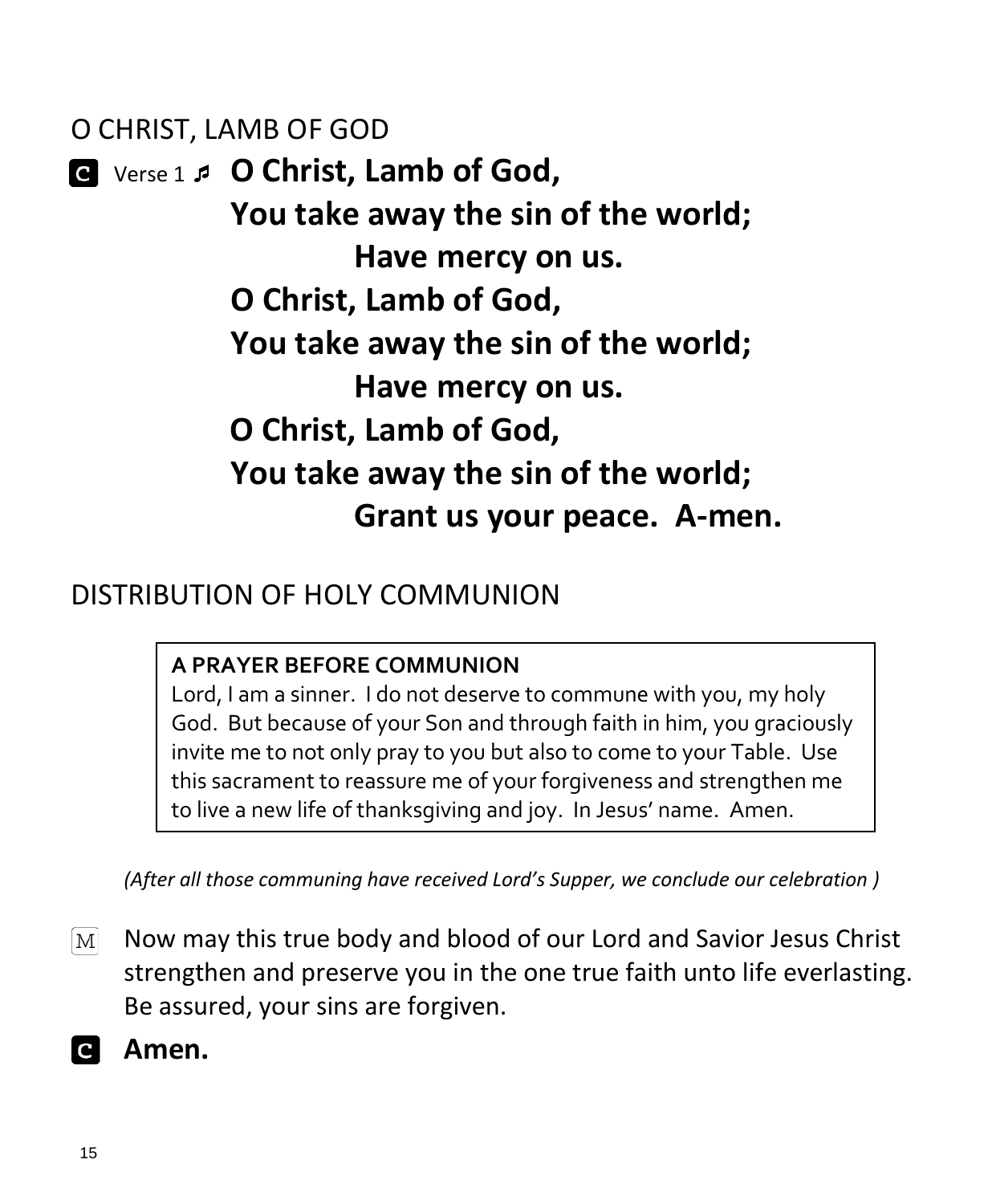## O CHRIST, LAMB OF GOD

**C** Verse 1 ♬ **O Christ, Lamb of God,**
**You take away the sin of the world;**
**Have mercy on us.**
**O Christ, Lamb of God,**
**You take away the sin of the world;**
**Have mercy on us.**
**O Christ, Lamb of God,**
**You take away the sin of the world;**
**Grant us your peace. A-men.**

## DISTRIBUTION OF HOLY COMMUNION

> **A PRAYER BEFORE COMMUNION**
> Lord, I am a sinner. I do not deserve to commune with you, my holy God. But because of your Son and through faith in him, you graciously invite me to not only pray to you but also to come to your Table. Use this sacrament to reassure me of your forgiveness and strengthen me to live a new life of thanksgiving and joy. In Jesus' name. Amen.

*(After all those communing have received Lord's Supper, we conclude our celebration )*

M Now may this true body and blood of our Lord and Savior Jesus Christ strengthen and preserve you in the one true faith unto life everlasting. Be assured, your sins are forgiven.

**C** **Amen.**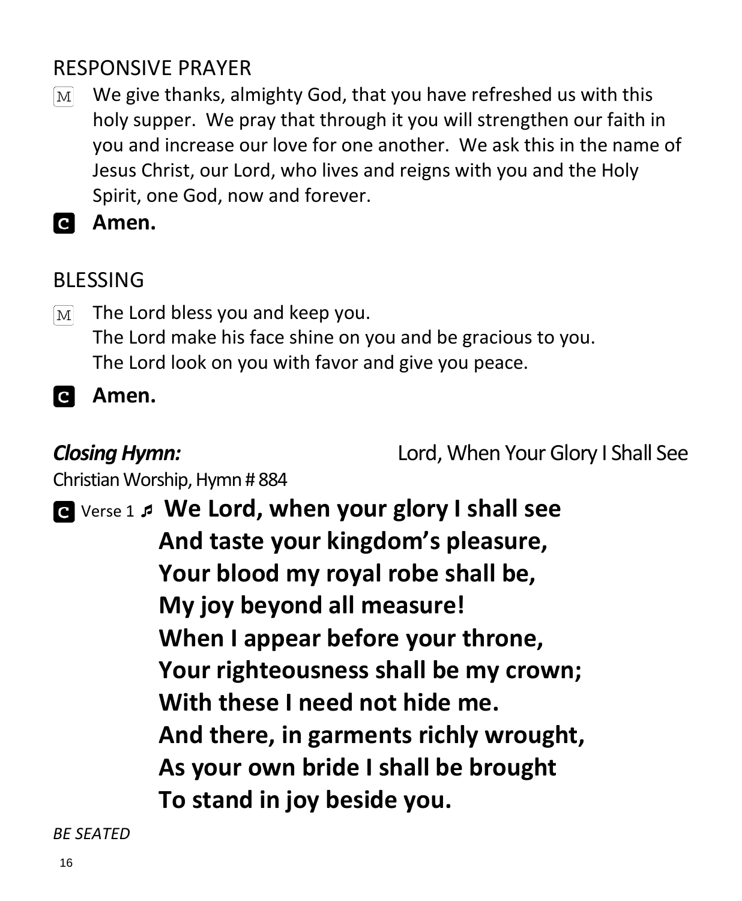## RESPONSIVE PRAYER

M We give thanks, almighty God, that you have refreshed us with this holy supper. We pray that through it you will strengthen our faith in you and increase our love for one another. We ask this in the name of Jesus Christ, our Lord, who lives and reigns with you and the Holy Spirit, one God, now and forever.

**C Amen.**

## BLESSING

M The Lord bless you and keep you.
The Lord make his face shine on you and be gracious to you.
The Lord look on you with favor and give you peace.

**C Amen.**

***Closing Hymn:*** Lord, When Your Glory I Shall See
Christian Worship, Hymn # 884

C Verse 1 ♬ **We Lord, when your glory I shall see**
**And taste your kingdom's pleasure,**
**Your blood my royal robe shall be,**
**My joy beyond all measure!**
**When I appear before your throne,**
**Your righteousness shall be my crown;**
**With these I need not hide me.**
**And there, in garments richly wrought,**
**As your own bride I shall be brought**
**To stand in joy beside you.**

*BE SEATED*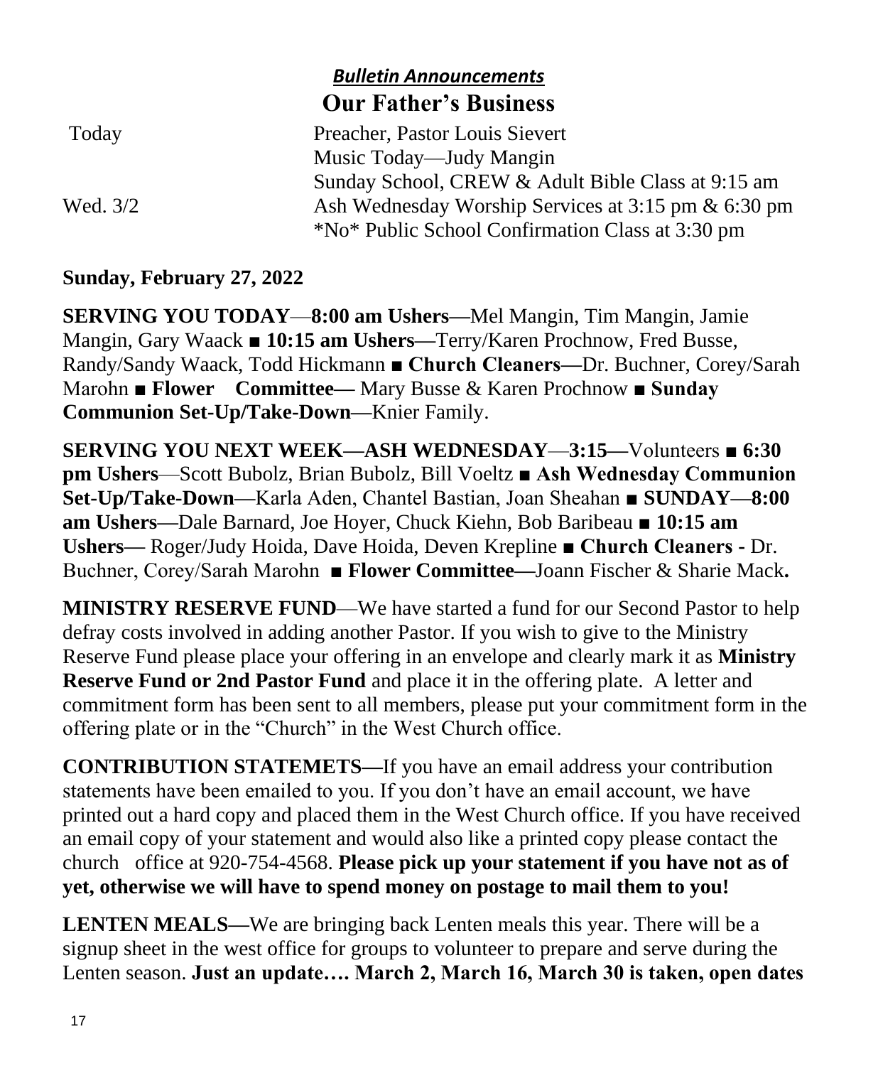*Bulletin Announcements*

# Our Father's Business

| | |
|---|---|
| Today | Preacher, Pastor Louis Sievert |
| | Music Today—Judy Mangin |
| | Sunday School, CREW & Adult Bible Class at 9:15 am |
| Wed. 3/2 | Ash Wednesday Worship Services at 3:15 pm & 6:30 pm |
| | *No* Public School Confirmation Class at 3:30 pm |

**Sunday, February 27, 2022**

**SERVING YOU TODAY**—**8:00 am Ushers—**Mel Mangin, Tim Mangin, Jamie Mangin, Gary Waack ■ **10:15 am Ushers—**Terry/Karen Prochnow, Fred Busse, Randy/Sandy Waack, Todd Hickmann ■ **Church Cleaners—**Dr. Buchner, Corey/Sarah Marohn ■ **Flower Committee—** Mary Busse & Karen Prochnow ■ **Sunday Communion Set-Up/Take-Down—**Knier Family.

**SERVING YOU NEXT WEEK—ASH WEDNESDAY**—**3:15—**Volunteers ■ **6:30 pm Ushers**—Scott Bubolz, Brian Bubolz, Bill Voeltz ■ **Ash Wednesday Communion Set-Up/Take-Down—**Karla Aden, Chantel Bastian, Joan Sheahan ■ **SUNDAY—8:00 am Ushers—**Dale Barnard, Joe Hoyer, Chuck Kiehn, Bob Baribeau ■ **10:15 am Ushers—** Roger/Judy Hoida, Dave Hoida, Deven Krepline ■ **Church Cleaners -** Dr. Buchner, Corey/Sarah Marohn ■ **Flower Committee—**Joann Fischer & Sharie Mack**.**

**MINISTRY RESERVE FUND**—We have started a fund for our Second Pastor to help defray costs involved in adding another Pastor. If you wish to give to the Ministry Reserve Fund please place your offering in an envelope and clearly mark it as **Ministry Reserve Fund or 2nd Pastor Fund** and place it in the offering plate. A letter and commitment form has been sent to all members, please put your commitment form in the offering plate or in the "Church" in the West Church office.

**CONTRIBUTION STATEMETS—**If you have an email address your contribution statements have been emailed to you. If you don't have an email account, we have printed out a hard copy and placed them in the West Church office. If you have received an email copy of your statement and would also like a printed copy please contact the church office at 920-754-4568. **Please pick up your statement if you have not as of yet, otherwise we will have to spend money on postage to mail them to you!**

**LENTEN MEALS—**We are bringing back Lenten meals this year. There will be a signup sheet in the west office for groups to volunteer to prepare and serve during the Lenten season. **Just an update…. March 2, March 16, March 30 is taken, open dates**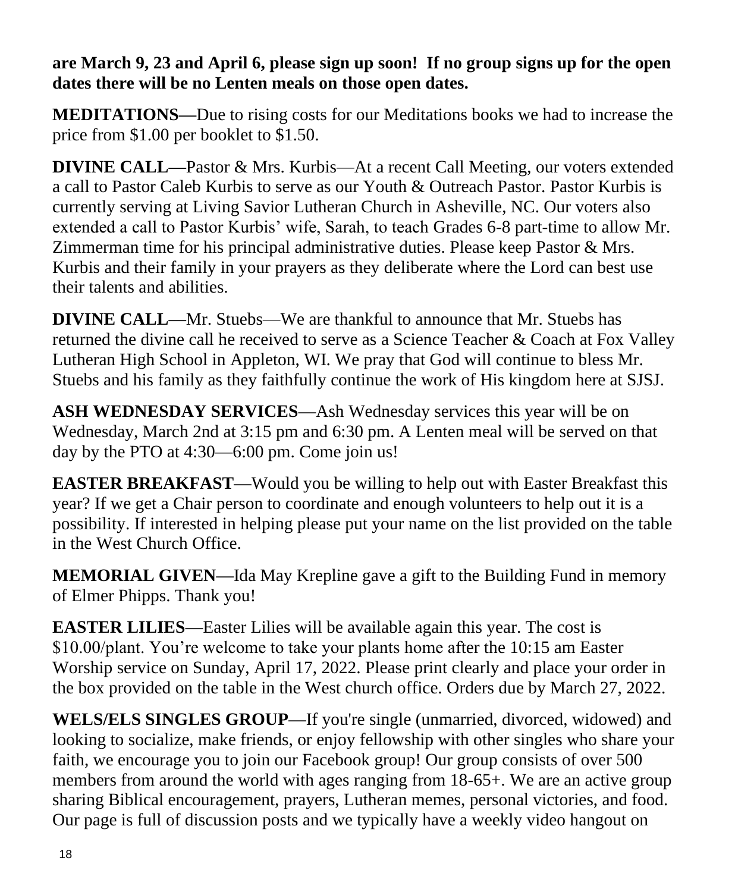**are March 9, 23 and April 6, please sign up soon! If no group signs up for the open dates there will be no Lenten meals on those open dates.**

**MEDITATIONS—**Due to rising costs for our Meditations books we had to increase the price from $1.00 per booklet to $1.50.

**DIVINE CALL—**Pastor & Mrs. Kurbis—At a recent Call Meeting, our voters extended a call to Pastor Caleb Kurbis to serve as our Youth & Outreach Pastor. Pastor Kurbis is currently serving at Living Savior Lutheran Church in Asheville, NC. Our voters also extended a call to Pastor Kurbis' wife, Sarah, to teach Grades 6-8 part-time to allow Mr. Zimmerman time for his principal administrative duties. Please keep Pastor & Mrs. Kurbis and their family in your prayers as they deliberate where the Lord can best use their talents and abilities.

**DIVINE CALL—**Mr. Stuebs—We are thankful to announce that Mr. Stuebs has returned the divine call he received to serve as a Science Teacher & Coach at Fox Valley Lutheran High School in Appleton, WI. We pray that God will continue to bless Mr. Stuebs and his family as they faithfully continue the work of His kingdom here at SJSJ.

**ASH WEDNESDAY SERVICES—**Ash Wednesday services this year will be on Wednesday, March 2nd at 3:15 pm and 6:30 pm. A Lenten meal will be served on that day by the PTO at 4:30—6:00 pm. Come join us!

**EASTER BREAKFAST—**Would you be willing to help out with Easter Breakfast this year? If we get a Chair person to coordinate and enough volunteers to help out it is a possibility. If interested in helping please put your name on the list provided on the table in the West Church Office.

**MEMORIAL GIVEN—**Ida May Krepline gave a gift to the Building Fund in memory of Elmer Phipps. Thank you!

**EASTER LILIES—**Easter Lilies will be available again this year. The cost is $10.00/plant. You're welcome to take your plants home after the 10:15 am Easter Worship service on Sunday, April 17, 2022. Please print clearly and place your order in the box provided on the table in the West church office. Orders due by March 27, 2022.

**WELS/ELS SINGLES GROUP—**If you're single (unmarried, divorced, widowed) and looking to socialize, make friends, or enjoy fellowship with other singles who share your faith, we encourage you to join our Facebook group! Our group consists of over 500 members from around the world with ages ranging from 18-65+. We are an active group sharing Biblical encouragement, prayers, Lutheran memes, personal victories, and food. Our page is full of discussion posts and we typically have a weekly video hangout on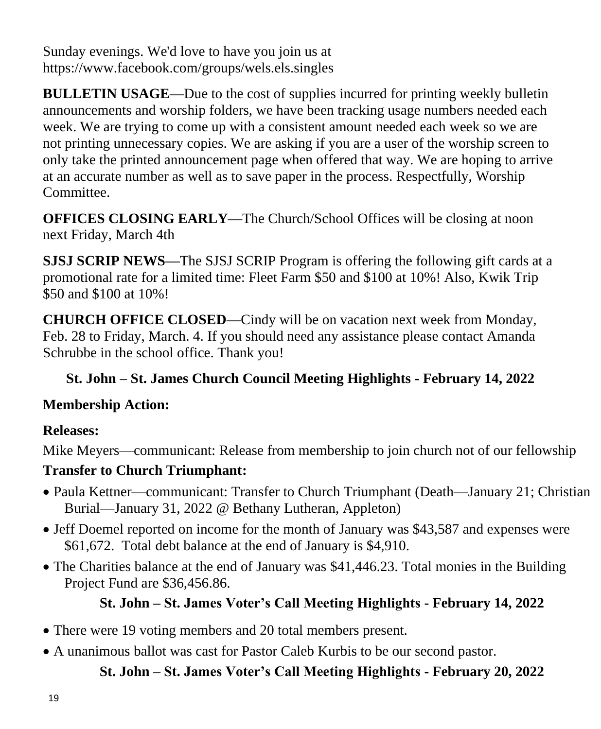Sunday evenings. We'd love to have you join us at https://www.facebook.com/groups/wels.els.singles

**BULLETIN USAGE—**Due to the cost of supplies incurred for printing weekly bulletin announcements and worship folders, we have been tracking usage numbers needed each week. We are trying to come up with a consistent amount needed each week so we are not printing unnecessary copies. We are asking if you are a user of the worship screen to only take the printed announcement page when offered that way. We are hoping to arrive at an accurate number as well as to save paper in the process. Respectfully, Worship Committee.

**OFFICES CLOSING EARLY—**The Church/School Offices will be closing at noon next Friday, March 4th

**SJSJ SCRIP NEWS—**The SJSJ SCRIP Program is offering the following gift cards at a promotional rate for a limited time: Fleet Farm $50 and $100 at 10%! Also, Kwik Trip $50 and $100 at 10%!

**CHURCH OFFICE CLOSED—**Cindy will be on vacation next week from Monday, Feb. 28 to Friday, March. 4. If you should need any assistance please contact Amanda Schrubbe in the school office. Thank you!

## St. John – St. James Church Council Meeting Highlights - February 14, 2022

**Membership Action:**

**Releases:**

Mike Meyers—communicant: Release from membership to join church not of our fellowship

**Transfer to Church Triumphant:**

- Paula Kettner—communicant: Transfer to Church Triumphant (Death—January 21; Christian Burial—January 31, 2022 @ Bethany Lutheran, Appleton)
- Jeff Doemel reported on income for the month of January was $43,587 and expenses were $61,672. Total debt balance at the end of January is $4,910.
- The Charities balance at the end of January was $41,446.23. Total monies in the Building Project Fund are $36,456.86.

## St. John – St. James Voter's Call Meeting Highlights - February 14, 2022

- There were 19 voting members and 20 total members present.
- A unanimous ballot was cast for Pastor Caleb Kurbis to be our second pastor.

## St. John – St. James Voter's Call Meeting Highlights - February 20, 2022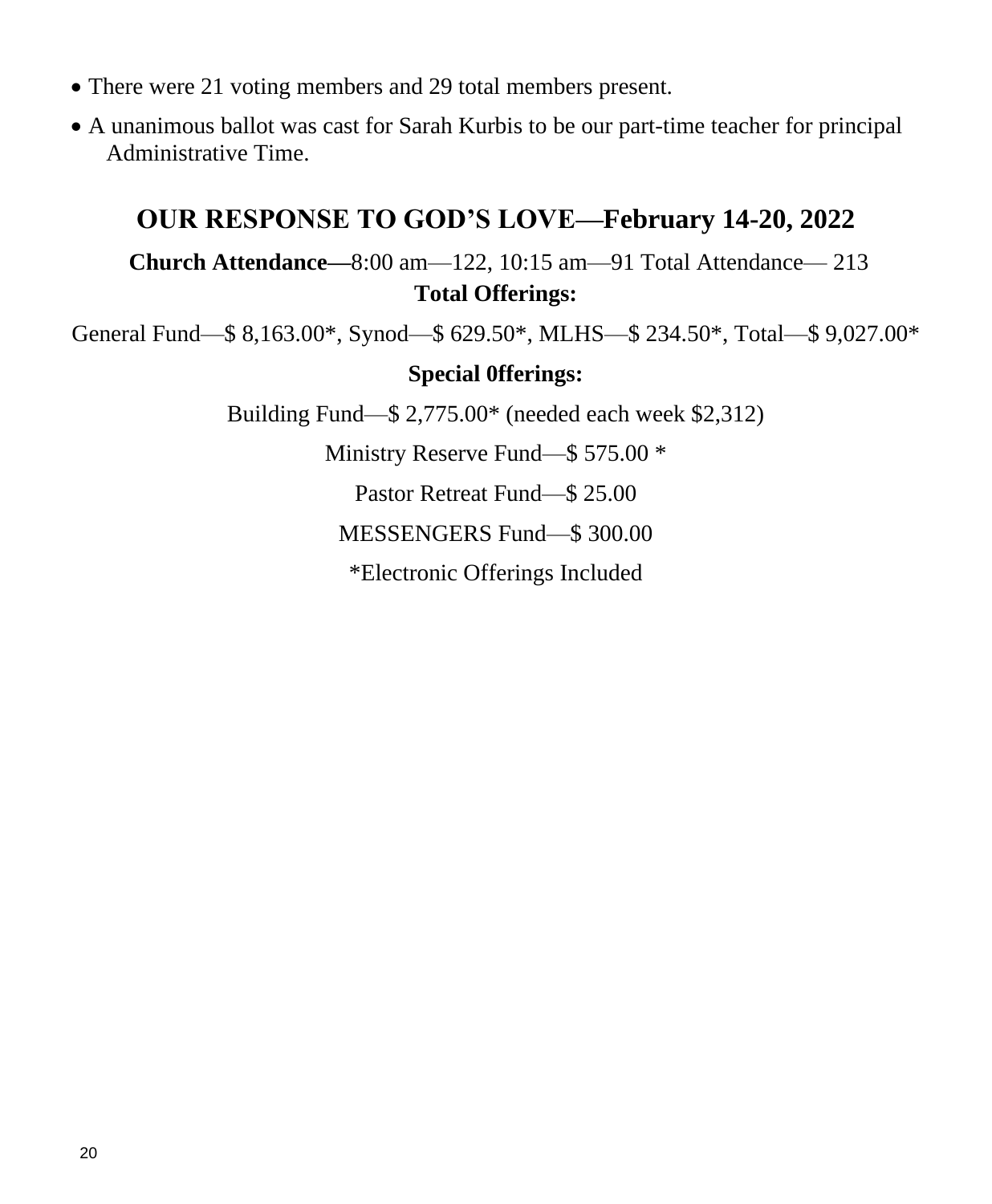- There were 21 voting members and 29 total members present.
- A unanimous ballot was cast for Sarah Kurbis to be our part-time teacher for principal Administrative Time.

## OUR RESPONSE TO GOD’S LOVE—February 14-20, 2022

**Church Attendance—**8:00 am—122, 10:15 am—91 Total Attendance— 213

**Total Offerings:**

General Fund—$ 8,163.00*, Synod—$ 629.50*, MLHS—$ 234.50*, Total—$ 9,027.00*

**Special 0fferings:**

Building Fund—$ 2,775.00* (needed each week $2,312)

Ministry Reserve Fund—$ 575.00 *

Pastor Retreat Fund—$ 25.00

MESSENGERS Fund—$ 300.00

*Electronic Offerings Included